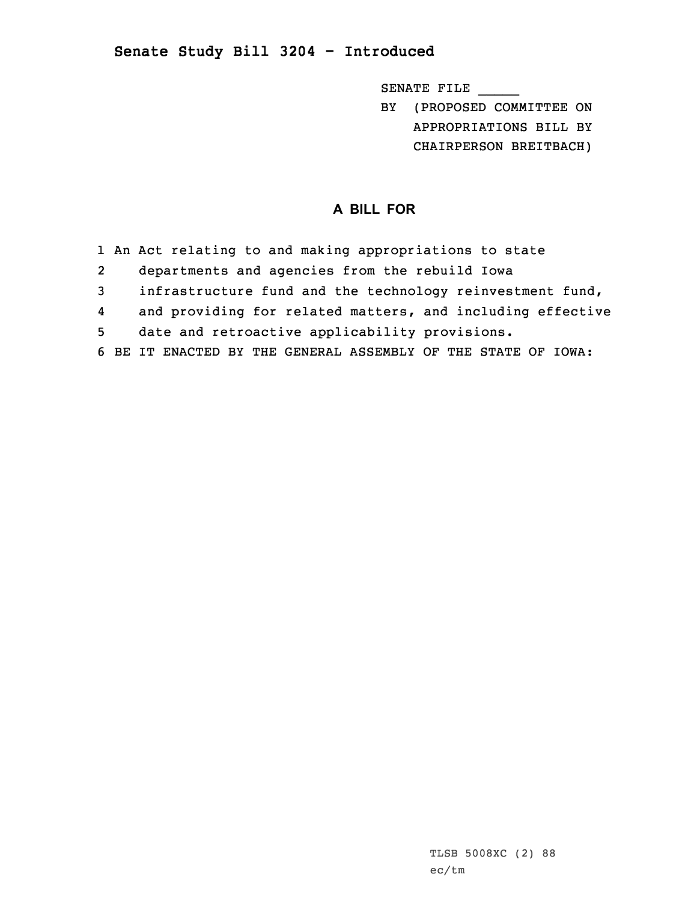## Senate Study Bill 3204 - Introduced

SENATE FILE _____
BY (PROPOSED COMMITTEE ON APPROPRIATIONS BILL BY CHAIRPERSON BREITBACH)

### A BILL FOR

1 An Act relating to and making appropriations to state
2 departments and agencies from the rebuild Iowa
3 infrastructure fund and the technology reinvestment fund,
4 and providing for related matters, and including effective
5 date and retroactive applicability provisions.
6 BE IT ENACTED BY THE GENERAL ASSEMBLY OF THE STATE OF IOWA:

TLSB 5008XC (2) 88
ec/tm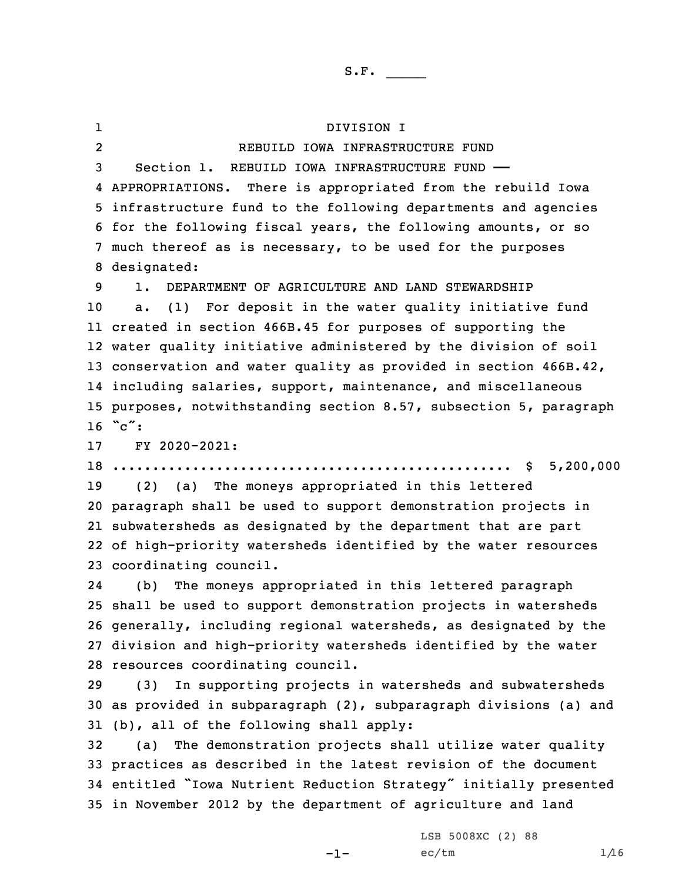S.F. _____

DIVISION I

REBUILD IOWA INFRASTRUCTURE FUND

Section 1. REBUILD IOWA INFRASTRUCTURE FUND —— APPROPRIATIONS. There is appropriated from the rebuild Iowa infrastructure fund to the following departments and agencies for the following fiscal years, the following amounts, or so much thereof as is necessary, to be used for the purposes designated:

1. DEPARTMENT OF AGRICULTURE AND LAND STEWARDSHIP

a. (1) For deposit in the water quality initiative fund created in section 466B.45 for purposes of supporting the water quality initiative administered by the division of soil conservation and water quality as provided in section 466B.42, including salaries, support, maintenance, and miscellaneous purposes, notwithstanding section 8.57, subsection 5, paragraph "c":

FY 2020-2021:

.................................................. $ 5,200,000

(2) (a) The moneys appropriated in this lettered paragraph shall be used to support demonstration projects in subwatersheds as designated by the department that are part of high-priority watersheds identified by the water resources coordinating council.

(b) The moneys appropriated in this lettered paragraph shall be used to support demonstration projects in watersheds generally, including regional watersheds, as designated by the division and high-priority watersheds identified by the water resources coordinating council.

(3) In supporting projects in watersheds and subwatersheds as provided in subparagraph (2), subparagraph divisions (a) and (b), all of the following shall apply:

(a) The demonstration projects shall utilize water quality practices as described in the latest revision of the document entitled "Iowa Nutrient Reduction Strategy" initially presented in November 2012 by the department of agriculture and land

LSB 5008XC (2) 88

ec/tm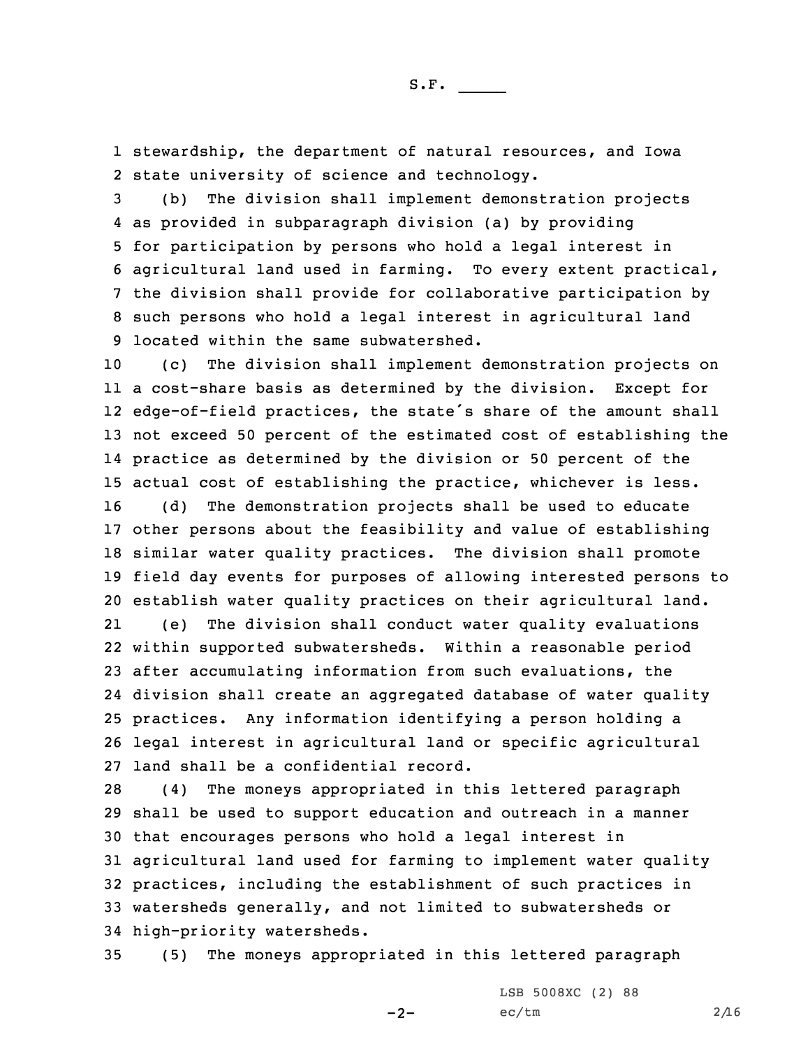stewardship, the department of natural resources, and Iowa state university of science and technology.

(b) The division shall implement demonstration projects as provided in subparagraph division (a) by providing for participation by persons who hold a legal interest in agricultural land used in farming. To every extent practical, the division shall provide for collaborative participation by such persons who hold a legal interest in agricultural land located within the same subwatershed.

(c) The division shall implement demonstration projects on a cost-share basis as determined by the division. Except for edge-of-field practices, the state's share of the amount shall not exceed 50 percent of the estimated cost of establishing the practice as determined by the division or 50 percent of the actual cost of establishing the practice, whichever is less.

(d) The demonstration projects shall be used to educate other persons about the feasibility and value of establishing similar water quality practices. The division shall promote field day events for purposes of allowing interested persons to establish water quality practices on their agricultural land.

(e) The division shall conduct water quality evaluations within supported subwatersheds. Within a reasonable period after accumulating information from such evaluations, the division shall create an aggregated database of water quality practices. Any information identifying a person holding a legal interest in agricultural land or specific agricultural land shall be a confidential record.

(4) The moneys appropriated in this lettered paragraph shall be used to support education and outreach in a manner that encourages persons who hold a legal interest in agricultural land used for farming to implement water quality practices, including the establishment of such practices in watersheds generally, and not limited to subwatersheds or high-priority watersheds.

(5) The moneys appropriated in this lettered paragraph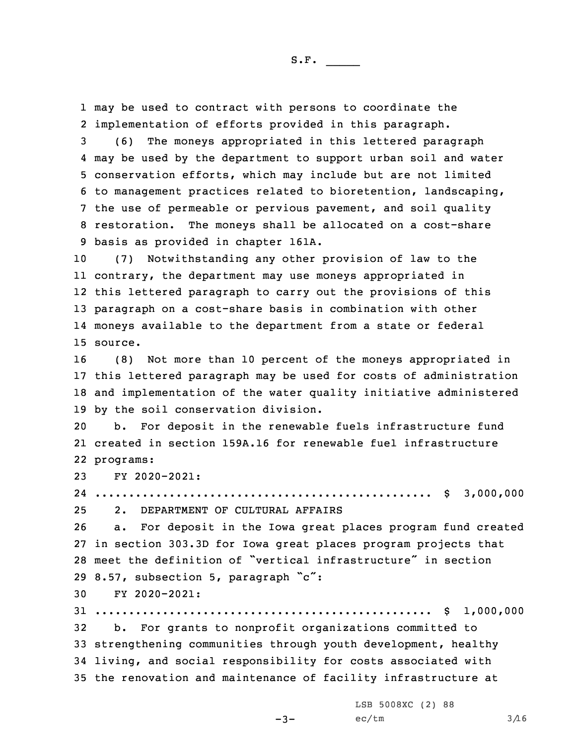may be used to contract with persons to coordinate the implementation of efforts provided in this paragraph.

(6) The moneys appropriated in this lettered paragraph may be used by the department to support urban soil and water conservation efforts, which may include but are not limited to management practices related to bioretention, landscaping, the use of permeable or pervious pavement, and soil quality restoration. The moneys shall be allocated on a cost-share basis as provided in chapter 161A.

(7) Notwithstanding any other provision of law to the contrary, the department may use moneys appropriated in this lettered paragraph to carry out the provisions of this paragraph on a cost-share basis in combination with other moneys available to the department from a state or federal source.

(8) Not more than 10 percent of the moneys appropriated in this lettered paragraph may be used for costs of administration and implementation of the water quality initiative administered by the soil conservation division.

b. For deposit in the renewable fuels infrastructure fund created in section 159A.16 for renewable fuel infrastructure programs:

FY 2020-2021:
.................................................. $ 3,000,000

2. DEPARTMENT OF CULTURAL AFFAIRS

a. For deposit in the Iowa great places program fund created in section 303.3D for Iowa great places program projects that meet the definition of "vertical infrastructure" in section 8.57, subsection 5, paragraph "c":

FY 2020-2021:
.................................................. $ 1,000,000

b. For grants to nonprofit organizations committed to strengthening communities through youth development, healthy living, and social responsibility for costs associated with the renovation and maintenance of facility infrastructure at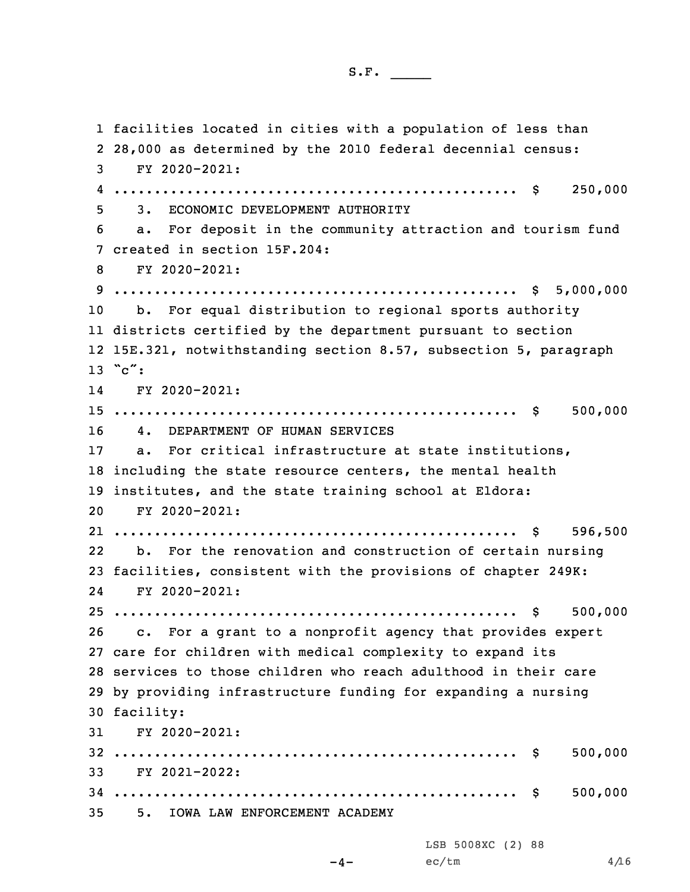facilities located in cities with a population of less than 28,000 as determined by the 2010 federal decennial census:

FY 2020-2021: .................................................. $ 250,000

3. ECONOMIC DEVELOPMENT AUTHORITY

a. For deposit in the community attraction and tourism fund created in section 15F.204:

FY 2020-2021: .................................................. $ 5,000,000

b. For equal distribution to regional sports authority districts certified by the department pursuant to section 15E.321, notwithstanding section 8.57, subsection 5, paragraph "c":

FY 2020-2021: .................................................. $ 500,000

4. DEPARTMENT OF HUMAN SERVICES

a. For critical infrastructure at state institutions, including the state resource centers, the mental health institutes, and the state training school at Eldora:

FY 2020-2021: .................................................. $ 596,500

b. For the renovation and construction of certain nursing facilities, consistent with the provisions of chapter 249K:

FY 2020-2021: .................................................. $ 500,000

c. For a grant to a nonprofit agency that provides expert care for children with medical complexity to expand its services to those children who reach adulthood in their care by providing infrastructure funding for expanding a nursing facility:

FY 2020-2021: .................................................. $ 500,000

FY 2021-2022: .................................................. $ 500,000

5. IOWA LAW ENFORCEMENT ACADEMY

LSB 5008XC (2) 88
ec/tm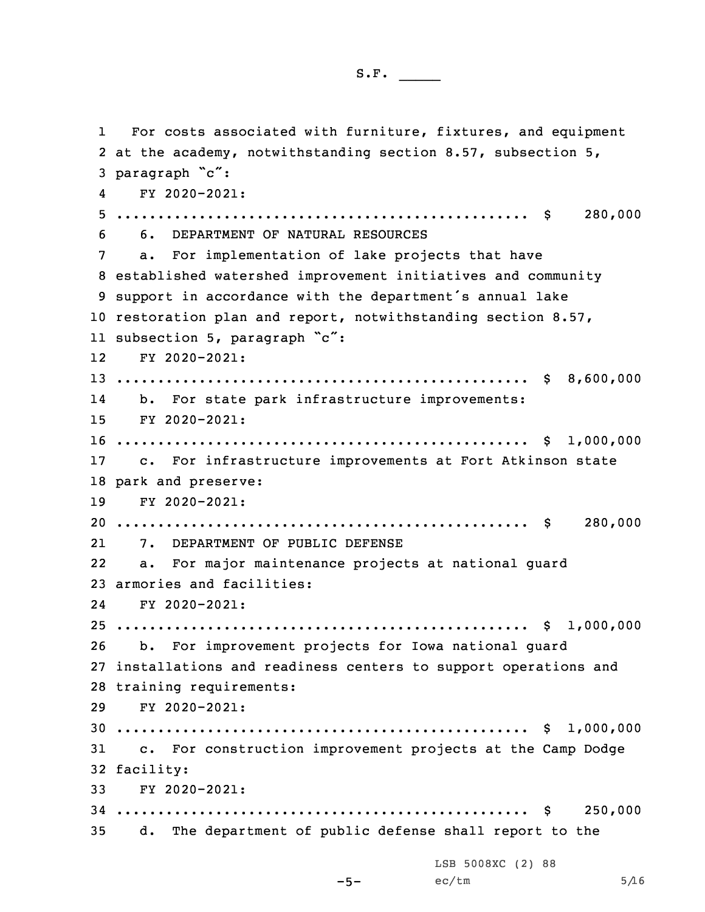For costs associated with furniture, fixtures, and equipment at the academy, notwithstanding section 8.57, subsection 5, paragraph "c":

FY 2020-2021:

.................................................. $ 280,000

6. DEPARTMENT OF NATURAL RESOURCES

a. For implementation of lake projects that have established watershed improvement initiatives and community support in accordance with the department's annual lake restoration plan and report, notwithstanding section 8.57, subsection 5, paragraph "c":

FY 2020-2021:

.................................................. $ 8,600,000

b. For state park infrastructure improvements:

FY 2020-2021:

.................................................. $ 1,000,000

c. For infrastructure improvements at Fort Atkinson state park and preserve:

FY 2020-2021:

.................................................. $ 280,000

7. DEPARTMENT OF PUBLIC DEFENSE

a. For major maintenance projects at national guard armories and facilities:

FY 2020-2021:

.................................................. $ 1,000,000

b. For improvement projects for Iowa national guard installations and readiness centers to support operations and training requirements:

FY 2020-2021:

.................................................. $ 1,000,000

c. For construction improvement projects at the Camp Dodge facility:

FY 2020-2021:

.................................................. $ 250,000

d. The department of public defense shall report to the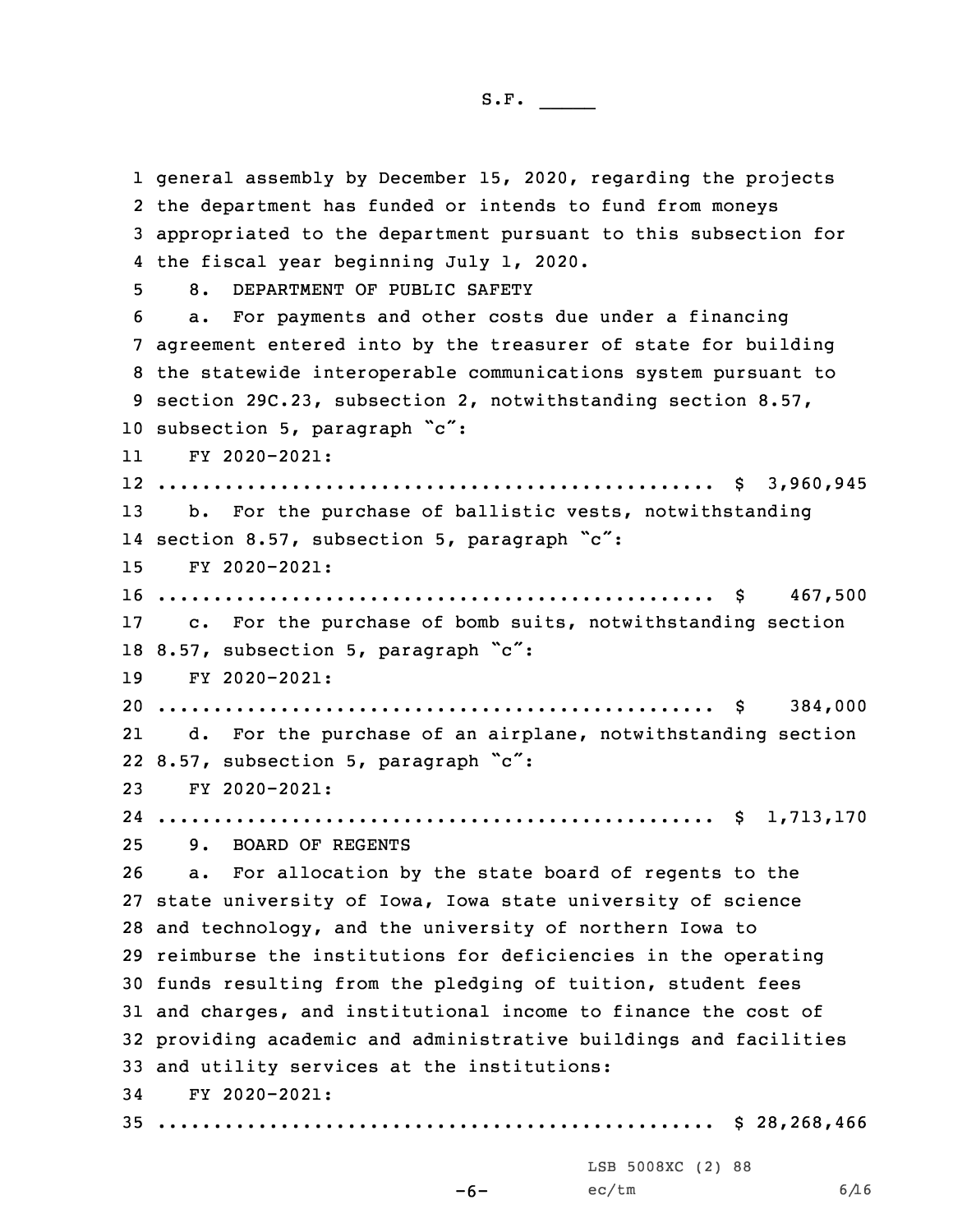general assembly by December 15, 2020, regarding the projects the department has funded or intends to fund from moneys appropriated to the department pursuant to this subsection for the fiscal year beginning July 1, 2020.

8. DEPARTMENT OF PUBLIC SAFETY

a. For payments and other costs due under a financing agreement entered into by the treasurer of state for building the statewide interoperable communications system pursuant to section 29C.23, subsection 2, notwithstanding section 8.57, subsection 5, paragraph "c":

FY 2020-2021:
.................................................. $ 3,960,945

b. For the purchase of ballistic vests, notwithstanding section 8.57, subsection 5, paragraph "c":

FY 2020-2021:
.................................................. $ 467,500

c. For the purchase of bomb suits, notwithstanding section 8.57, subsection 5, paragraph "c":

FY 2020-2021:
.................................................. $ 384,000

d. For the purchase of an airplane, notwithstanding section 8.57, subsection 5, paragraph "c":

FY 2020-2021:
.................................................. $ 1,713,170

9. BOARD OF REGENTS

a. For allocation by the state board of regents to the state university of Iowa, Iowa state university of science and technology, and the university of northern Iowa to reimburse the institutions for deficiencies in the operating funds resulting from the pledging of tuition, student fees and charges, and institutional income to finance the cost of providing academic and administrative buildings and facilities and utility services at the institutions:

FY 2020-2021:
.................................................. $ 28,268,466

LSB 5008XC (2) 88
ec/tm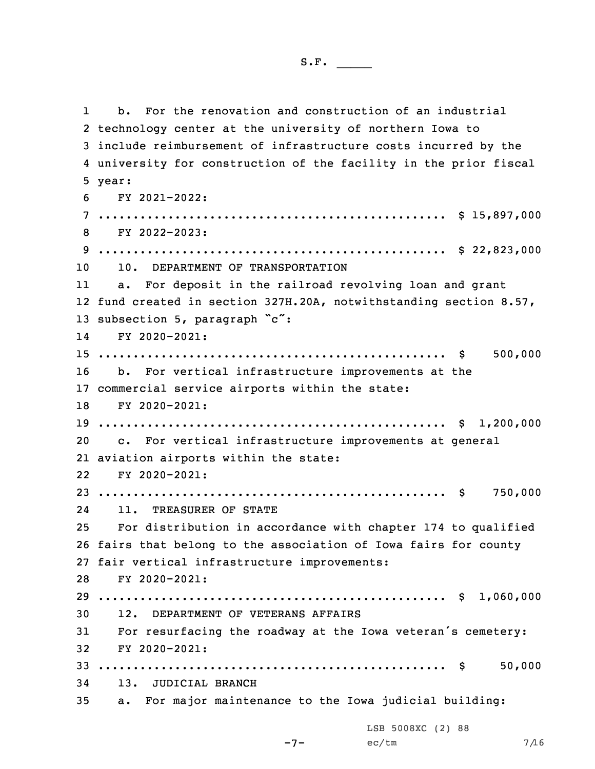b. For the renovation and construction of an industrial technology center at the university of northern Iowa to include reimbursement of infrastructure costs incurred by the university for construction of the facility in the prior fiscal year:

FY 2021-2022:
.................................................. $ 15,897,000

FY 2022-2023:
.................................................. $ 22,823,000

10. DEPARTMENT OF TRANSPORTATION

a. For deposit in the railroad revolving loan and grant fund created in section 327H.20A, notwithstanding section 8.57, subsection 5, paragraph "c":

FY 2020-2021:
.................................................. $ 500,000

b. For vertical infrastructure improvements at the commercial service airports within the state:

FY 2020-2021:
.................................................. $ 1,200,000

c. For vertical infrastructure improvements at general aviation airports within the state:

FY 2020-2021:
.................................................. $ 750,000

11. TREASURER OF STATE

For distribution in accordance with chapter 174 to qualified fairs that belong to the association of Iowa fairs for county fair vertical infrastructure improvements:

FY 2020-2021:
.................................................. $ 1,060,000

12. DEPARTMENT OF VETERANS AFFAIRS

For resurfacing the roadway at the Iowa veteran's cemetery:

FY 2020-2021:
.................................................. $ 50,000

13. JUDICIAL BRANCH

a. For major maintenance to the Iowa judicial building:

LSB 5008XC (2) 88
ec/tm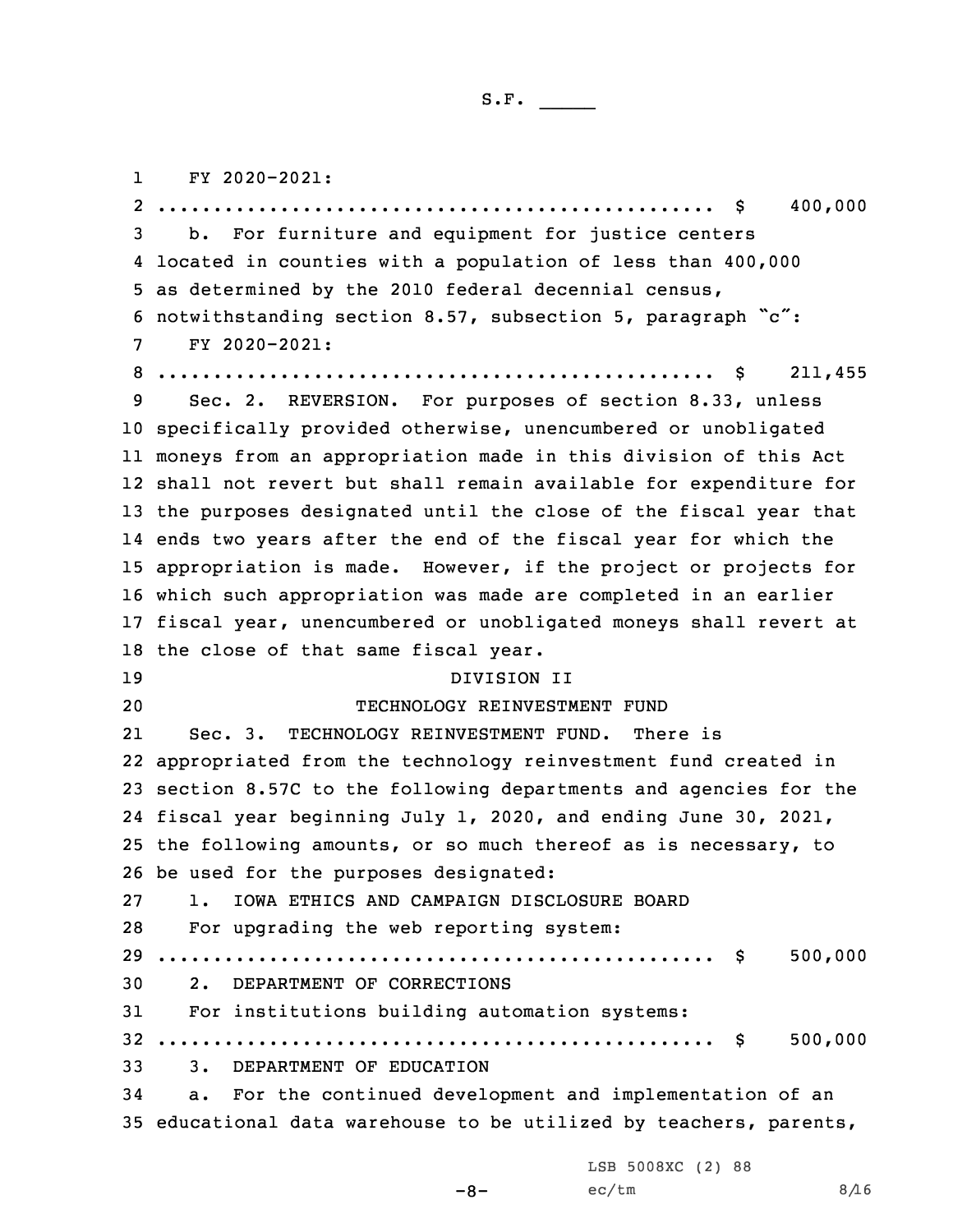FY 2020-2021:
.................................................. $ 400,000

b. For furniture and equipment for justice centers located in counties with a population of less than 400,000 as determined by the 2010 federal decennial census, notwithstanding section 8.57, subsection 5, paragraph "c":

FY 2020-2021:
.................................................. $ 211,455

Sec. 2. REVERSION. For purposes of section 8.33, unless specifically provided otherwise, unencumbered or unobligated moneys from an appropriation made in this division of this Act shall not revert but shall remain available for expenditure for the purposes designated until the close of the fiscal year that ends two years after the end of the fiscal year for which the appropriation is made. However, if the project or projects for which such appropriation was made are completed in an earlier fiscal year, unencumbered or unobligated moneys shall revert at the close of that same fiscal year.

DIVISION II

TECHNOLOGY REINVESTMENT FUND

Sec. 3. TECHNOLOGY REINVESTMENT FUND. There is appropriated from the technology reinvestment fund created in section 8.57C to the following departments and agencies for the fiscal year beginning July 1, 2020, and ending June 30, 2021, the following amounts, or so much thereof as is necessary, to be used for the purposes designated:

1. IOWA ETHICS AND CAMPAIGN DISCLOSURE BOARD

For upgrading the web reporting system:
.................................................. $ 500,000

2. DEPARTMENT OF CORRECTIONS

For institutions building automation systems:
.................................................. $ 500,000

3. DEPARTMENT OF EDUCATION

a. For the continued development and implementation of an educational data warehouse to be utilized by teachers, parents,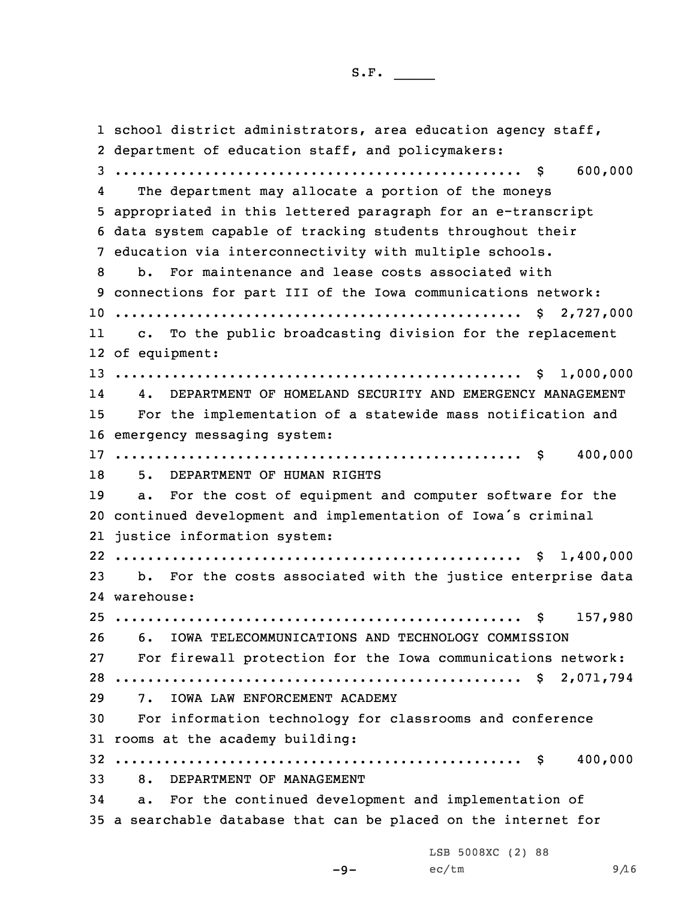school district administrators, area education agency staff, department of education staff, and policymakers:
.................................................. $ 600,000

The department may allocate a portion of the moneys appropriated in this lettered paragraph for an e-transcript data system capable of tracking students throughout their education via interconnectivity with multiple schools.

b. For maintenance and lease costs associated with connections for part III of the Iowa communications network:
.................................................. $ 2,727,000

c. To the public broadcasting division for the replacement of equipment:
.................................................. $ 1,000,000

4. DEPARTMENT OF HOMELAND SECURITY AND EMERGENCY MANAGEMENT

For the implementation of a statewide mass notification and emergency messaging system:
.................................................. $ 400,000

5. DEPARTMENT OF HUMAN RIGHTS

a. For the cost of equipment and computer software for the continued development and implementation of Iowa's criminal justice information system:
.................................................. $ 1,400,000

b. For the costs associated with the justice enterprise data warehouse:
.................................................. $ 157,980

6. IOWA TELECOMMUNICATIONS AND TECHNOLOGY COMMISSION

For firewall protection for the Iowa communications network:
.................................................. $ 2,071,794

7. IOWA LAW ENFORCEMENT ACADEMY

For information technology for classrooms and conference rooms at the academy building:
.................................................. $ 400,000

8. DEPARTMENT OF MANAGEMENT

a. For the continued development and implementation of a searchable database that can be placed on the internet for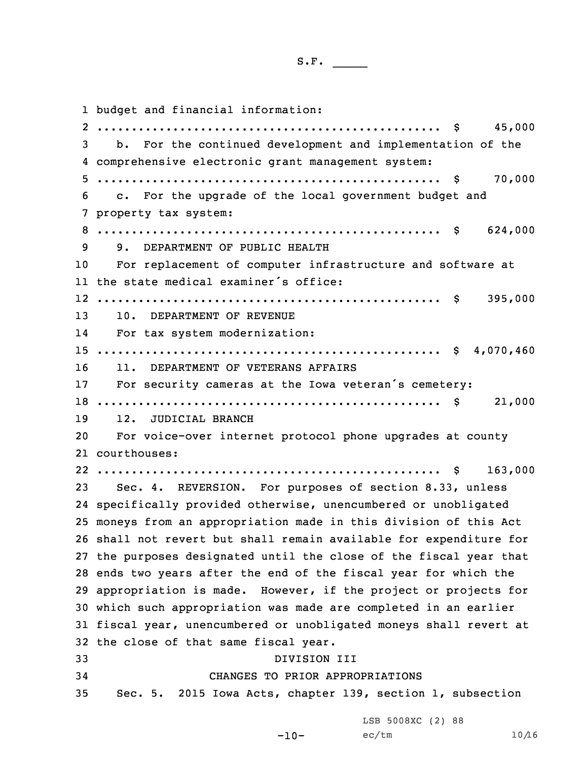budget and financial information:

.................................................. $ 45,000

b. For the continued development and implementation of the comprehensive electronic grant management system:

.................................................. $ 70,000

c. For the upgrade of the local government budget and property tax system:

.................................................. $ 624,000

9. DEPARTMENT OF PUBLIC HEALTH

For replacement of computer infrastructure and software at the state medical examiner's office:

.................................................. $ 395,000

10. DEPARTMENT OF REVENUE

For tax system modernization:

.................................................. $ 4,070,460

11. DEPARTMENT OF VETERANS AFFAIRS

For security cameras at the Iowa veteran's cemetery:

.................................................. $ 21,000

12. JUDICIAL BRANCH

For voice-over internet protocol phone upgrades at county courthouses:

.................................................. $ 163,000

Sec. 4. REVERSION. For purposes of section 8.33, unless specifically provided otherwise, unencumbered or unobligated moneys from an appropriation made in this division of this Act shall not revert but shall remain available for expenditure for the purposes designated until the close of the fiscal year that ends two years after the end of the fiscal year for which the appropriation is made. However, if the project or projects for which such appropriation was made are completed in an earlier fiscal year, unencumbered or unobligated moneys shall revert at the close of that same fiscal year.

DIVISION III

CHANGES TO PRIOR APPROPRIATIONS

Sec. 5. 2015 Iowa Acts, chapter 139, section 1, subsection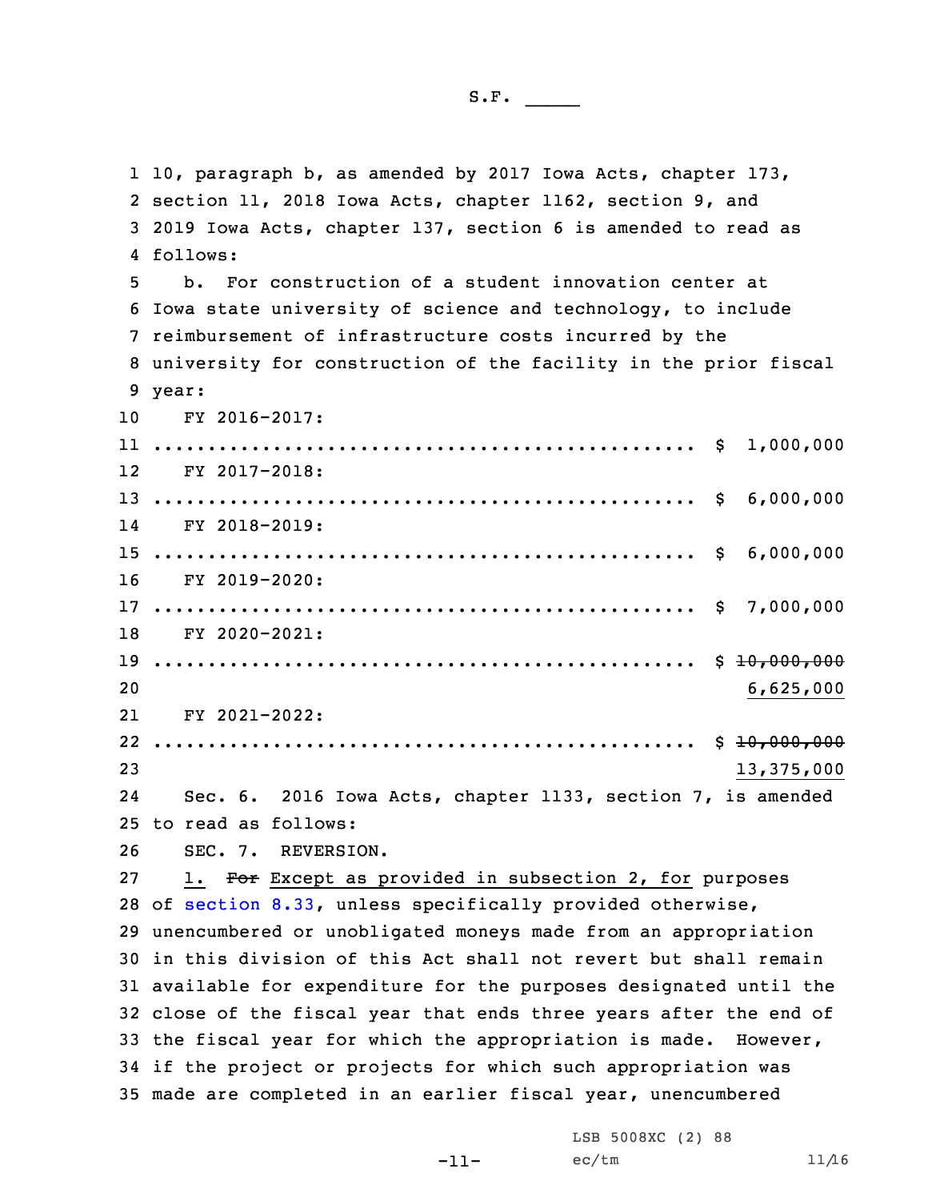10, paragraph b, as amended by 2017 Iowa Acts, chapter 173, section 11, 2018 Iowa Acts, chapter 1162, section 9, and 2019 Iowa Acts, chapter 137, section 6 is amended to read as follows:

b. For construction of a student innovation center at Iowa state university of science and technology, to include reimbursement of infrastructure costs incurred by the university for construction of the facility in the prior fiscal year:

FY 2016-2017:
.................................................. $ 1,000,000

FY 2017-2018:
.................................................. $ 6,000,000

FY 2018-2019:
.................................................. $ 6,000,000

FY 2019-2020:
.................................................. $ 7,000,000

FY 2020-2021:
.................................................. $ ~~10,000,000~~
<u>6,625,000</u>

FY 2021-2022:
.................................................. $ ~~10,000,000~~
<u>13,375,000</u>

Sec. 6. 2016 Iowa Acts, chapter 1133, section 7, is amended to read as follows:

SEC. 7. REVERSION.

<u>1.</u> ~~For~~ <u>Except as provided in subsection 2, for</u> purposes of section 8.33, unless specifically provided otherwise, unencumbered or unobligated moneys made from an appropriation in this division of this Act shall not revert but shall remain available for expenditure for the purposes designated until the close of the fiscal year that ends three years after the end of the fiscal year for which the appropriation is made. However, if the project or projects for which such appropriation was made are completed in an earlier fiscal year, unencumbered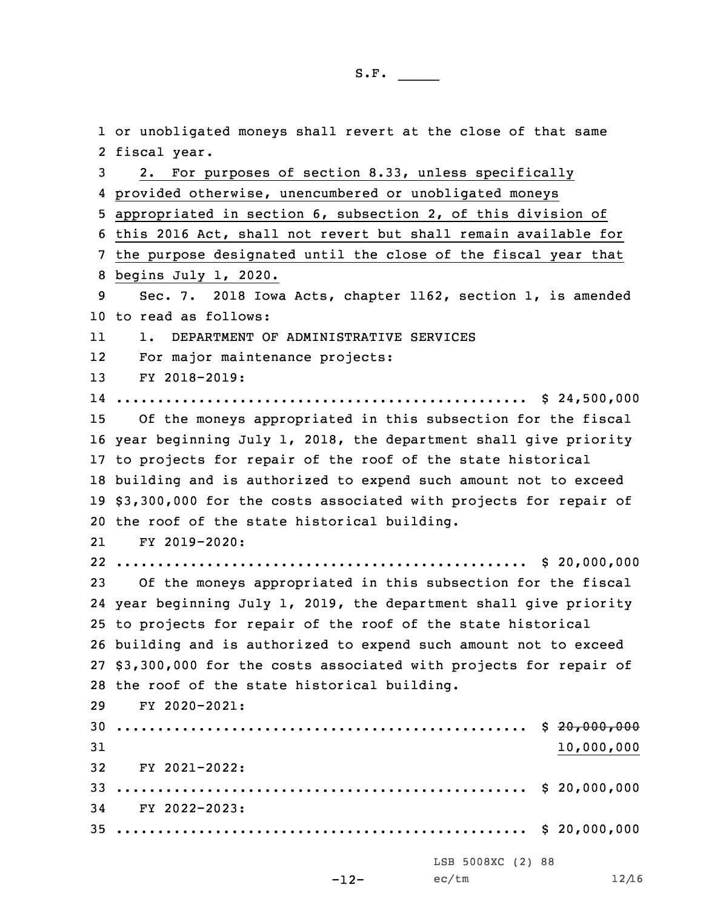or unobligated moneys shall revert at the close of that same fiscal year.

<u>2. For purposes of section 8.33, unless specifically provided otherwise, unencumbered or unobligated moneys appropriated in section 6, subsection 2, of this division of this 2016 Act, shall not revert but shall remain available for the purpose designated until the close of the fiscal year that begins July 1, 2020.</u>

Sec. 7. 2018 Iowa Acts, chapter 1162, section 1, is amended to read as follows:

1. DEPARTMENT OF ADMINISTRATIVE SERVICES

For major maintenance projects:

FY 2018-2019:

.................................................. $ 24,500,000

Of the moneys appropriated in this subsection for the fiscal year beginning July 1, 2018, the department shall give priority to projects for repair of the roof of the state historical building and is authorized to expend such amount not to exceed $3,300,000 for the costs associated with projects for repair of the roof of the state historical building.

FY 2019-2020:

.................................................. $ 20,000,000

Of the moneys appropriated in this subsection for the fiscal year beginning July 1, 2019, the department shall give priority to projects for repair of the roof of the state historical building and is authorized to expend such amount not to exceed $3,300,000 for the costs associated with projects for repair of the roof of the state historical building.

FY 2020-2021:

.................................................. $ ~~20,000,000~~ <u>10,000,000</u>

FY 2021-2022:

.................................................. $ 20,000,000

FY 2022-2023:

.................................................. $ 20,000,000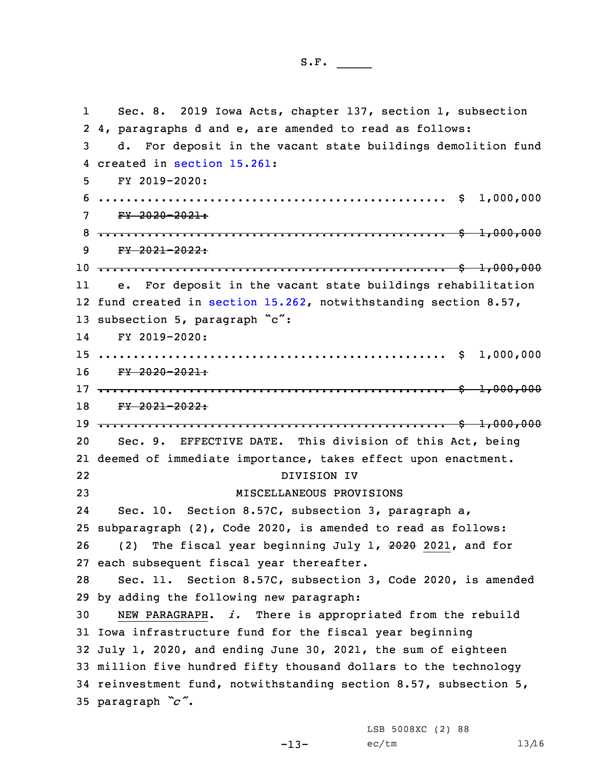Sec. 8. 2019 Iowa Acts, chapter 137, section 1, subsection 4, paragraphs d and e, are amended to read as follows:

d. For deposit in the vacant state buildings demolition fund created in section 15.261:

FY 2019-2020:
.................................................. $ 1,000,000

~~FY 2020-2021:~~
~~.................................................. $ 1,000,000~~

~~FY 2021-2022:~~
~~.................................................. $ 1,000,000~~

e. For deposit in the vacant state buildings rehabilitation fund created in section 15.262, notwithstanding section 8.57, subsection 5, paragraph "c":

FY 2019-2020:
.................................................. $ 1,000,000

~~FY 2020-2021:~~
~~.................................................. $ 1,000,000~~

~~FY 2021-2022:~~
~~.................................................. $ 1,000,000~~

Sec. 9. EFFECTIVE DATE. This division of this Act, being deemed of immediate importance, takes effect upon enactment.

DIVISION IV

MISCELLANEOUS PROVISIONS

Sec. 10. Section 8.57C, subsection 3, paragraph a, subparagraph (2), Code 2020, is amended to read as follows:

(2) The fiscal year beginning July 1, ~~2020~~ 2021, and for each subsequent fiscal year thereafter.

Sec. 11. Section 8.57C, subsection 3, Code 2020, is amended by adding the following new paragraph:

NEW PARAGRAPH. *i.* There is appropriated from the rebuild Iowa infrastructure fund for the fiscal year beginning July 1, 2020, and ending June 30, 2021, the sum of eighteen million five hundred fifty thousand dollars to the technology reinvestment fund, notwithstanding section 8.57, subsection 5, paragraph *"c"*.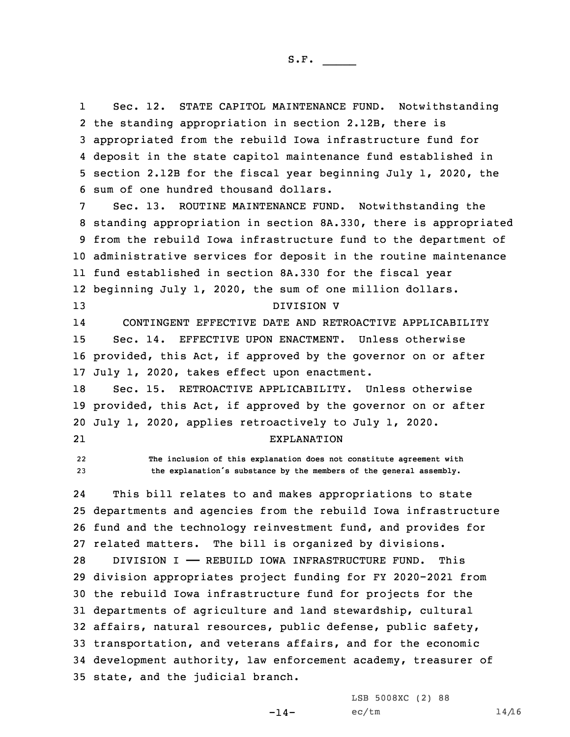Sec. 12. STATE CAPITOL MAINTENANCE FUND. Notwithstanding the standing appropriation in section 2.12B, there is appropriated from the rebuild Iowa infrastructure fund for deposit in the state capitol maintenance fund established in section 2.12B for the fiscal year beginning July 1, 2020, the sum of one hundred thousand dollars.

Sec. 13. ROUTINE MAINTENANCE FUND. Notwithstanding the standing appropriation in section 8A.330, there is appropriated from the rebuild Iowa infrastructure fund to the department of administrative services for deposit in the routine maintenance fund established in section 8A.330 for the fiscal year beginning July 1, 2020, the sum of one million dollars.

## DIVISION V

## CONTINGENT EFFECTIVE DATE AND RETROACTIVE APPLICABILITY

Sec. 14. EFFECTIVE UPON ENACTMENT. Unless otherwise provided, this Act, if approved by the governor on or after July 1, 2020, takes effect upon enactment.

Sec. 15. RETROACTIVE APPLICABILITY. Unless otherwise provided, this Act, if approved by the governor on or after July 1, 2020, applies retroactively to July 1, 2020.

## EXPLANATION

The inclusion of this explanation does not constitute agreement with the explanation's substance by the members of the general assembly.

This bill relates to and makes appropriations to state departments and agencies from the rebuild Iowa infrastructure fund and the technology reinvestment fund, and provides for related matters. The bill is organized by divisions.

DIVISION I —— REBUILD IOWA INFRASTRUCTURE FUND. This division appropriates project funding for FY 2020-2021 from the rebuild Iowa infrastructure fund for projects for the departments of agriculture and land stewardship, cultural affairs, natural resources, public defense, public safety, transportation, and veterans affairs, and for the economic development authority, law enforcement academy, treasurer of state, and the judicial branch.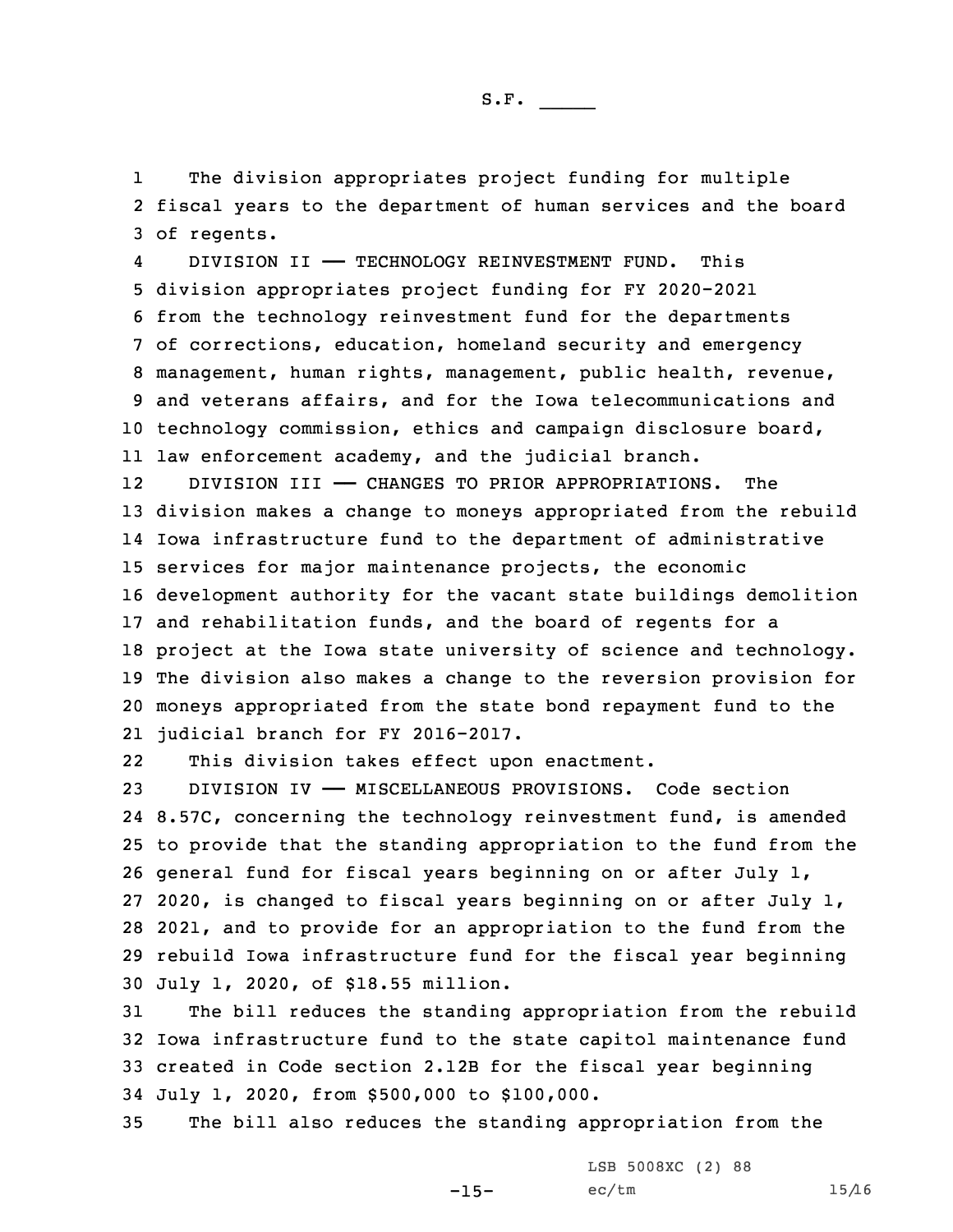The division appropriates project funding for multiple fiscal years to the department of human services and the board of regents.

DIVISION II —— TECHNOLOGY REINVESTMENT FUND. This division appropriates project funding for FY 2020-2021 from the technology reinvestment fund for the departments of corrections, education, homeland security and emergency management, human rights, management, public health, revenue, and veterans affairs, and for the Iowa telecommunications and technology commission, ethics and campaign disclosure board, law enforcement academy, and the judicial branch.

DIVISION III —— CHANGES TO PRIOR APPROPRIATIONS. The division makes a change to moneys appropriated from the rebuild Iowa infrastructure fund to the department of administrative services for major maintenance projects, the economic development authority for the vacant state buildings demolition and rehabilitation funds, and the board of regents for a project at the Iowa state university of science and technology. The division also makes a change to the reversion provision for moneys appropriated from the state bond repayment fund to the judicial branch for FY 2016-2017.

This division takes effect upon enactment.

DIVISION IV —— MISCELLANEOUS PROVISIONS. Code section 8.57C, concerning the technology reinvestment fund, is amended to provide that the standing appropriation to the fund from the general fund for fiscal years beginning on or after July 1, 2020, is changed to fiscal years beginning on or after July 1, 2021, and to provide for an appropriation to the fund from the rebuild Iowa infrastructure fund for the fiscal year beginning July 1, 2020, of $18.55 million.

The bill reduces the standing appropriation from the rebuild Iowa infrastructure fund to the state capitol maintenance fund created in Code section 2.12B for the fiscal year beginning July 1, 2020, from $500,000 to $100,000.

The bill also reduces the standing appropriation from the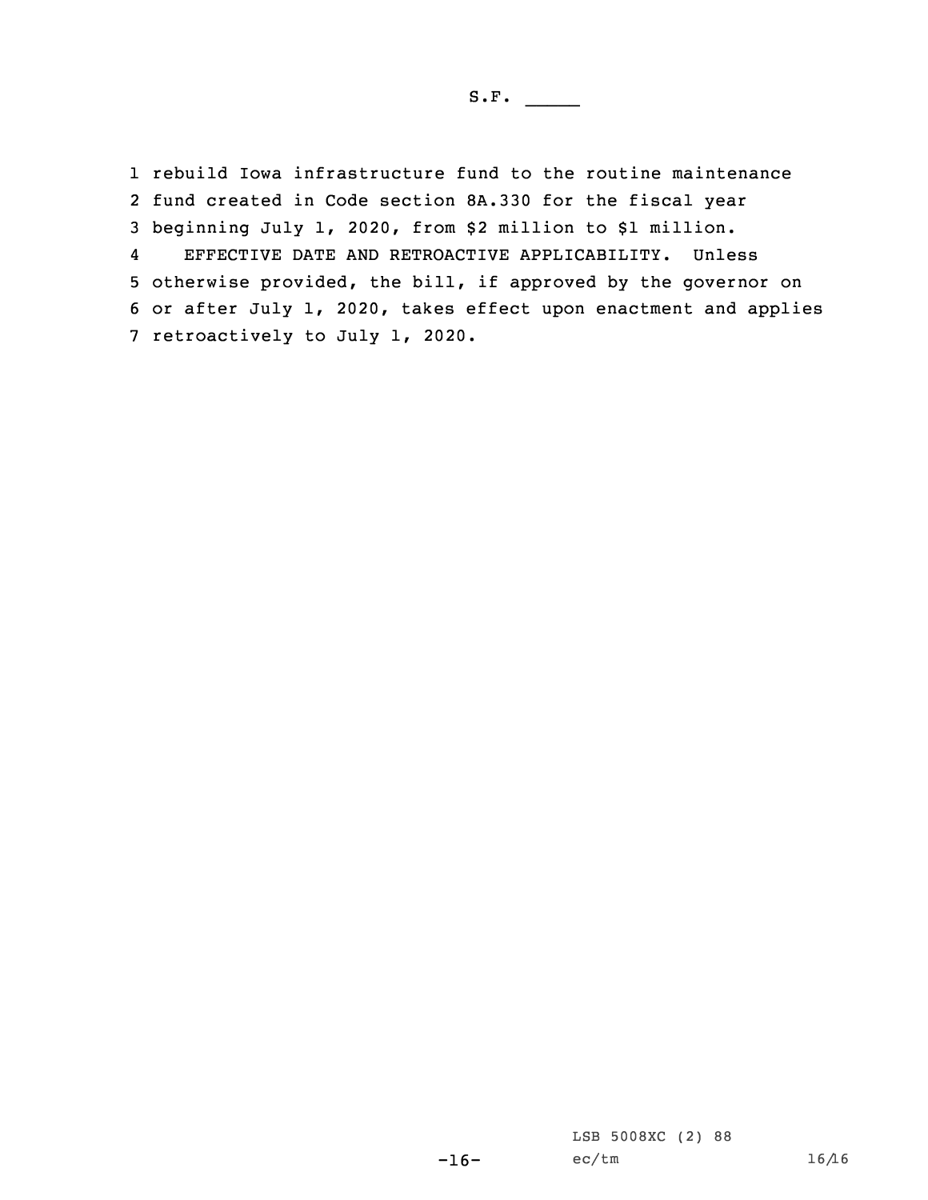rebuild Iowa infrastructure fund to the routine maintenance fund created in Code section 8A.330 for the fiscal year beginning July 1, 2020, from $2 million to $1 million.

EFFECTIVE DATE AND RETROACTIVE APPLICABILITY. Unless otherwise provided, the bill, if approved by the governor on or after July 1, 2020, takes effect upon enactment and applies retroactively to July 1, 2020.